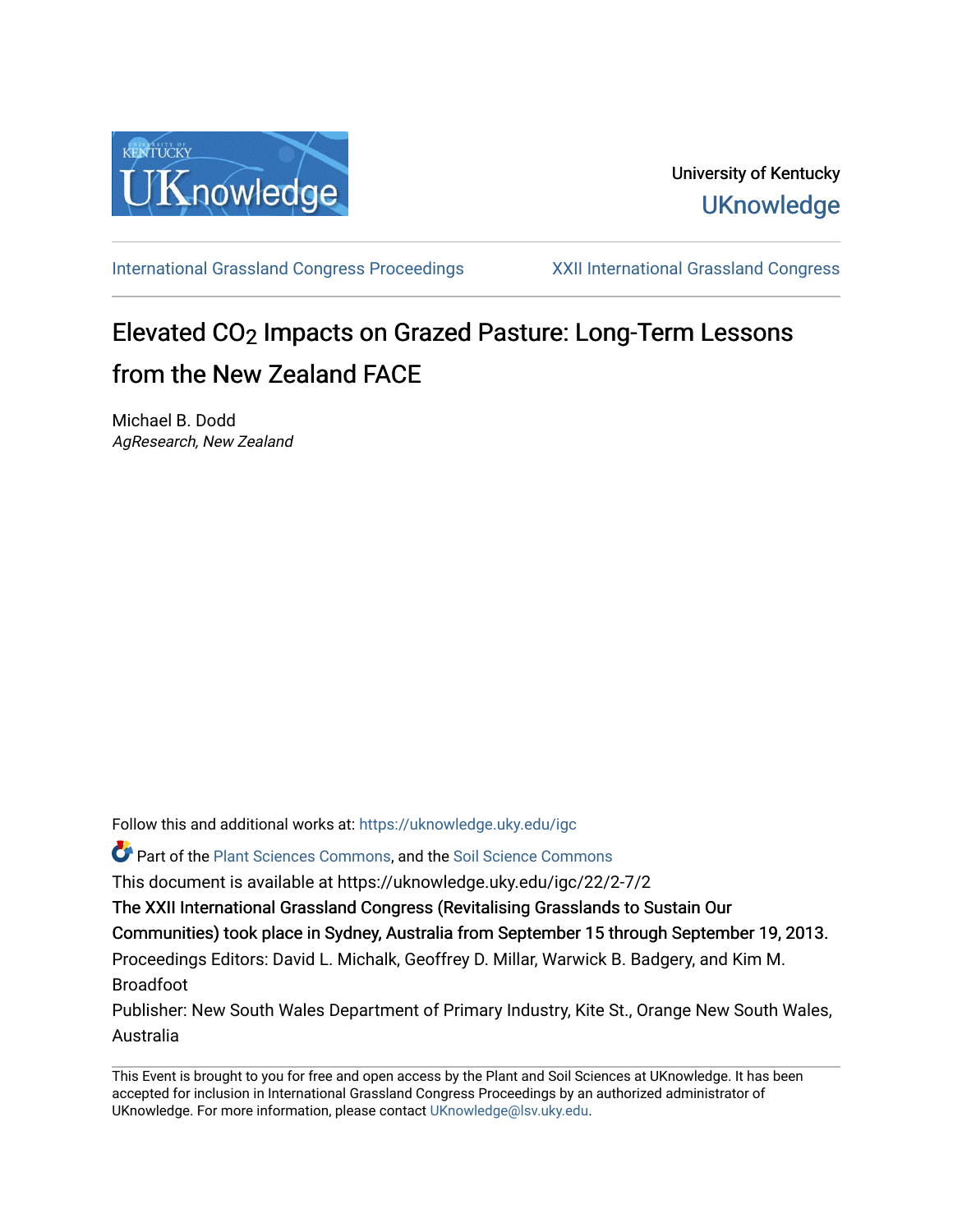University of Kentucky

UKnowledge

International Grassland Congress Proceedings

XXII International Grassland Congress

# Elevated $CO_2$ Impacts on Grazed Pasture: Long-Term Lessons from the New Zealand FACE

Michael B. Dodd

*AgResearch, New Zealand*

Follow this and additional works at: https://uknowledge.uky.edu/igc

Part of the Plant Sciences Commons, and the Soil Science Commons

This document is available at https://uknowledge.uky.edu/igc/22/2-7/2

The XXII International Grassland Congress (Revitalising Grasslands to Sustain Our Communities) took place in Sydney, Australia from September 15 through September 19, 2013.

Proceedings Editors: David L. Michalk, Geoffrey D. Millar, Warwick B. Badgery, and Kim M. Broadfoot

Publisher: New South Wales Department of Primary Industry, Kite St., Orange New South Wales, Australia

This Event is brought to you for free and open access by the Plant and Soil Sciences at UKnowledge. It has been accepted for inclusion in International Grassland Congress Proceedings by an authorized administrator of UKnowledge. For more information, please contact UKnowledge@lsv.uky.edu.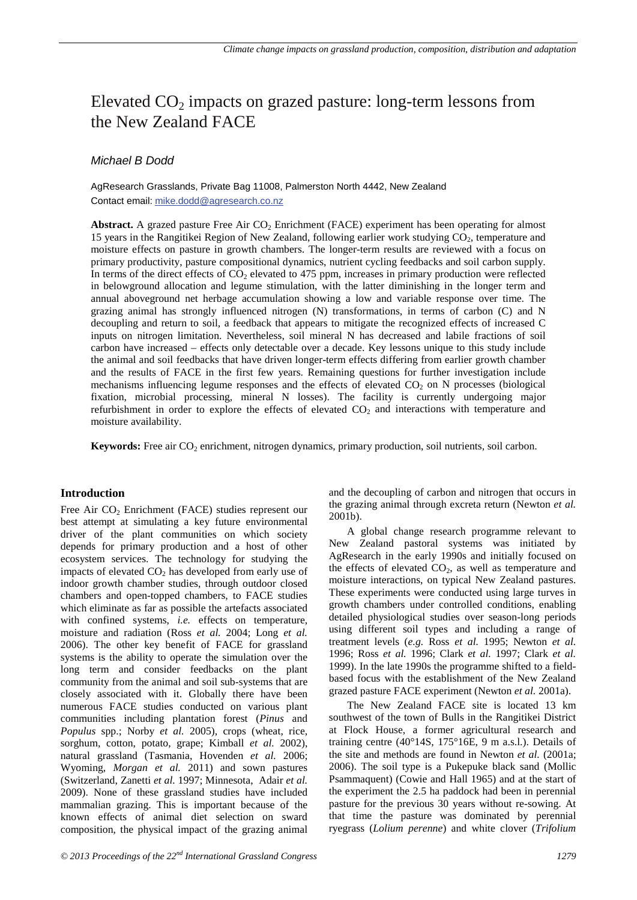# Elevated $CO_2$ impacts on grazed pasture: long-term lessons from the New Zealand FACE

*Michael B Dodd*

AgResearch Grasslands, Private Bag 11008, Palmerston North 4442, New Zealand
Contact email: mike.dodd@agresearch.co.nz

**Abstract.** A grazed pasture Free Air $CO_2$ Enrichment (FACE) experiment has been operating for almost 15 years in the Rangitikei Region of New Zealand, following earlier work studying $CO_2$, temperature and moisture effects on pasture in growth chambers. The longer-term results are reviewed with a focus on primary productivity, pasture compositional dynamics, nutrient cycling feedbacks and soil carbon supply. In terms of the direct effects of $CO_2$ elevated to 475 ppm, increases in primary production were reflected in belowground allocation and legume stimulation, with the latter diminishing in the longer term and annual aboveground net herbage accumulation showing a low and variable response over time. The grazing animal has strongly influenced nitrogen (N) transformations, in terms of carbon (C) and N decoupling and return to soil, a feedback that appears to mitigate the recognized effects of increased C inputs on nitrogen limitation. Nevertheless, soil mineral N has decreased and labile fractions of soil carbon have increased – effects only detectable over a decade. Key lessons unique to this study include the animal and soil feedbacks that have driven longer-term effects differing from earlier growth chamber and the results of FACE in the first few years. Remaining questions for further investigation include mechanisms influencing legume responses and the effects of elevated $CO_2$ on N processes (biological fixation, microbial processing, mineral N losses). The facility is currently undergoing major refurbishment in order to explore the effects of elevated $CO_2$ and interactions with temperature and moisture availability.

**Keywords:** Free air $CO_2$ enrichment, nitrogen dynamics, primary production, soil nutrients, soil carbon.

## Introduction

Free Air $CO_2$ Enrichment (FACE) studies represent our best attempt at simulating a key future environmental driver of the plant communities on which society depends for primary production and a host of other ecosystem services. The technology for studying the impacts of elevated $CO_2$ has developed from early use of indoor growth chamber studies, through outdoor closed chambers and open-topped chambers, to FACE studies which eliminate as far as possible the artefacts associated with confined systems, *i.e.* effects on temperature, moisture and radiation (Ross *et al.* 2004; Long *et al.* 2006). The other key benefit of FACE for grassland systems is the ability to operate the simulation over the long term and consider feedbacks on the plant community from the animal and soil sub-systems that are closely associated with it. Globally there have been numerous FACE studies conducted on various plant communities including plantation forest (*Pinus* and *Populus* spp.; Norby *et al.* 2005), crops (wheat, rice, sorghum, cotton, potato, grape; Kimball *et al.* 2002), natural grassland (Tasmania, Hovenden *et al.* 2006; Wyoming, *Morgan et al.* 2011) and sown pastures (Switzerland, Zanetti *et al.* 1997; Minnesota, Adair *et al.* 2009). None of these grassland studies have included mammalian grazing. This is important because of the known effects of animal diet selection on sward composition, the physical impact of the grazing animal and the decoupling of carbon and nitrogen that occurs in the grazing animal through excreta return (Newton *et al.* 2001b).

A global change research programme relevant to New Zealand pastoral systems was initiated by AgResearch in the early 1990s and initially focused on the effects of elevated $CO_2$, as well as temperature and moisture interactions, on typical New Zealand pastures. These experiments were conducted using large turves in growth chambers under controlled conditions, enabling detailed physiological studies over season-long periods using different soil types and including a range of treatment levels (*e.g.* Ross *et al.* 1995; Newton *et al.* 1996; Ross *et al.* 1996; Clark *et al.* 1997; Clark *et al.* 1999). In the late 1990s the programme shifted to a field-based focus with the establishment of the New Zealand grazed pasture FACE experiment (Newton *et al.* 2001a).

The New Zealand FACE site is located 13 km southwest of the town of Bulls in the Rangitikei District at Flock House, a former agricultural research and training centre (40°14S, 175°16E, 9 m a.s.l.). Details of the site and methods are found in Newton *et al.* (2001a; 2006). The soil type is a Pukepuke black sand (Mollic Psammaquent) (Cowie and Hall 1965) and at the start of the experiment the 2.5 ha paddock had been in perennial pasture for the previous 30 years without re-sowing. At that time the pasture was dominated by perennial ryegrass (*Lolium perenne*) and white clover (*Trifolium*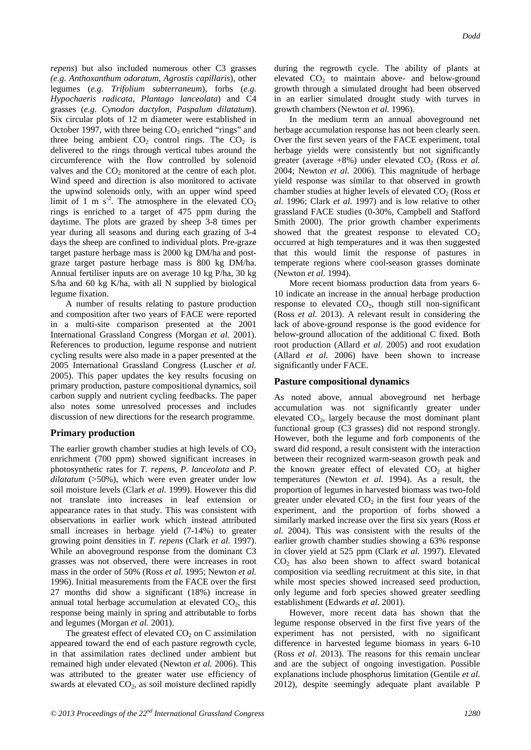*repens*) but also included numerous other C3 grasses (*e.g. Anthoxanthum odoratum, Agrostis capillaris*), other legumes (*e.g. Trifolium subterraneum*), forbs (*e.g. Hypochaeris radicata, Plantago lanceolata*) and C4 grasses (*e.g. Cynodon dactylon, Paspalum dilatatum*). Six circular plots of 12 m diameter were established in October 1997, with three being $CO_2$ enriched "rings" and three being ambient $CO_2$ control rings. The $CO_2$ is delivered to the rings through vertical tubes around the circumference with the flow controlled by solenoid valves and the $CO_2$ monitored at the centre of each plot. Wind speed and direction is also monitored to activate the upwind solenoids only, with an upper wind speed limit of 1 m $s^{-2}$. The atmosphere in the elevated $CO_2$ rings is enriched to a target of 475 ppm during the daytime. The plots are grazed by sheep 3-8 times per year during all seasons and during each grazing of 3-4 days the sheep are confined to individual plots. Pre-graze target pasture herbage mass is 2000 kg DM/ha and post-graze target pasture herbage mass is 800 kg DM/ha. Annual fertiliser inputs are on average 10 kg P/ha, 30 kg S/ha and 60 kg K/ha, with all N supplied by biological legume fixation.

A number of results relating to pasture production and composition after two years of FACE were reported in a multi-site comparison presented at the 2001 International Grassland Congress (Morgan *et al.* 2001). References to production, legume response and nutrient cycling results were also made in a paper presented at the 2005 International Grassland Congress (Luscher *et al.* 2005). This paper updates the key results focusing on primary production, pasture compositional dynamics, soil carbon supply and nutrient cycling feedbacks. The paper also notes some unresolved processes and includes discussion of new directions for the research programme.

## Primary production

The earlier growth chamber studies at high levels of $CO_2$ enrichment (700 ppm) showed significant increases in photosynthetic rates for *T. repens*, *P. lanceolata* and *P. dilatatum* (>50%), which were even greater under low soil moisture levels (Clark *et al.* 1999). However this did not translate into increases in leaf extension or appearance rates in that study. This was consistent with observations in earlier work which instead attributed small increases in herbage yield (7-14%) to greater growing point densities in *T. repens* (Clark *et al.* 1997). While an aboveground response from the dominant C3 grasses was not observed, there were increases in root mass in the order of 50% (Ross *et al.* 1995; Newton *et al.* 1996). Initial measurements from the FACE over the first 27 months did show a significant (18%) increase in annual total herbage accumulation at elevated $CO_2$, this response being mainly in spring and attributable to forbs and legumes (Morgan *et al.* 2001).

The greatest effect of elevated $CO_2$ on C assimilation appeared toward the end of each pasture regrowth cycle, in that assimilation rates declined under ambient but remained high under elevated (Newton *et al.* 2006). This was attributed to the greater water use efficiency of swards at elevated $CO_2$, as soil moisture declined rapidly during the regrowth cycle. The ability of plants at elevated $CO_2$ to maintain above- and below-ground growth through a simulated drought had been observed in an earlier simulated drought study with turves in growth chambers (Newton *et al.* 1996).

In the medium term an annual aboveground net herbage accumulation response has not been clearly seen. Over the first seven years of the FACE experiment, total herbage yields were consistently but not significantly greater (average +8%) under elevated $CO_2$ (Ross *et al.* 2004; Newton *et al.* 2006). This magnitude of herbage yield response was similar to that observed in growth chamber studies at higher levels of elevated $CO_2$ (Ross *et al.* 1996; Clark *et al.* 1997) and is low relative to other grassland FACE studies (0-30%, Campbell and Stafford Smith 2000). The prior growth chamber experiments showed that the greatest response to elevated $CO_2$ occurred at high temperatures and it was then suggested that this would limit the response of pastures in temperate regions where cool-season grasses dominate (Newton *et al.* 1994).

More recent biomass production data from years 6-10 indicate an increase in the annual herbage production response to elevated $CO_2$, though still non-significant (Ross *et al.* 2013). A relevant result in considering the lack of above-ground response is the good evidence for below-ground allocation of the additional C fixed. Both root production (Allard *et al.* 2005) and root exudation (Allard *et al.* 2006) have been shown to increase significantly under FACE.

## Pasture compositional dynamics

As noted above, annual aboveground net herbage accumulation was not significantly greater under elevated $CO_2$, largely because the most dominant plant functional group (C3 grasses) did not respond strongly. However, both the legume and forb components of the sward did respond, a result consistent with the interaction between their recognized warm-season growth peak and the known greater effect of elevated $CO_2$ at higher temperatures (Newton *et al.* 1994). As a result, the proportion of legumes in harvested biomass was two-fold greater under elevated $CO_2$ in the first four years of the experiment, and the proportion of forbs showed a similarly marked increase over the first six years (Ross *et al.* 2004). This was consistent with the results of the earlier growth chamber studies showing a 63% response in clover yield at 525 ppm (Clark *et al.* 1997). Elevated $CO_2$ has also been shown to affect sward botanical composition via seedling recruitment at this site, in that while most species showed increased seed production, only legume and forb species showed greater seedling establishment (Edwards *et al.* 2001).

However, more recent data has shown that the legume response observed in the first five years of the experiment has not persisted, with no significant difference in harvested legume biomass in years 6-10 (Ross *et al.* 2013). The reasons for this remain unclear and are the subject of ongoing investigation. Possible explanations include phosphorus limitation (Gentile *et al.* 2012), despite seemingly adequate plant available P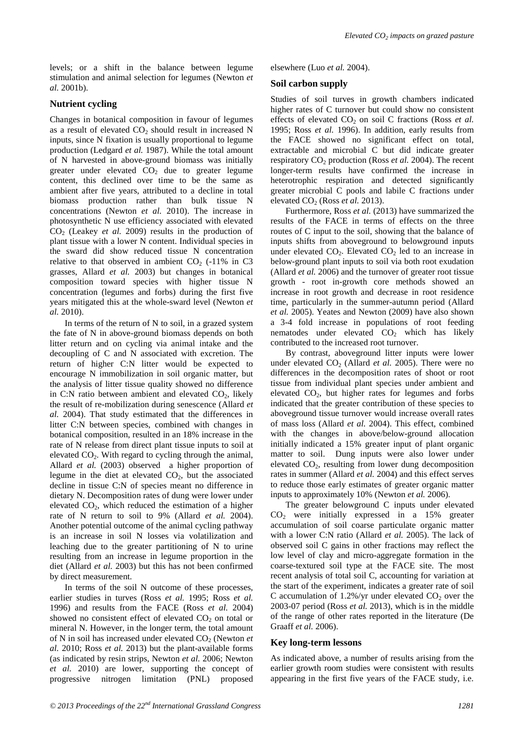levels; or a shift in the balance between legume stimulation and animal selection for legumes (Newton *et al.* 2001b).

## Nutrient cycling

Changes in botanical composition in favour of legumes as a result of elevated $CO_2$ should result in increased N inputs, since N fixation is usually proportional to legume production (Ledgard *et al.* 1987). While the total amount of N harvested in above-ground biomass was initially greater under elevated $CO_2$ due to greater legume content, this declined over time to be the same as ambient after five years, attributed to a decline in total biomass production rather than bulk tissue N concentrations (Newton *et al.* 2010). The increase in photosynthetic N use efficiency associated with elevated $CO_2$ (Leakey *et al.* 2009) results in the production of plant tissue with a lower N content. Individual species in the sward did show reduced tissue N concentration relative to that observed in ambient $CO_2$ (-11% in C3 grasses, Allard *et al.* 2003) but changes in botanical composition toward species with higher tissue N concentration (legumes and forbs) during the first five years mitigated this at the whole-sward level (Newton *et al.* 2010).

In terms of the return of N to soil, in a grazed system the fate of N in above-ground biomass depends on both litter return and on cycling via animal intake and the decoupling of C and N associated with excretion. The return of higher C:N litter would be expected to encourage N immobilization in soil organic matter, but the analysis of litter tissue quality showed no difference in C:N ratio between ambient and elevated $CO_2$, likely the result of re-mobilization during senescence (Allard *et al.* 2004). That study estimated that the differences in litter C:N between species, combined with changes in botanical composition, resulted in an 18% increase in the rate of N release from direct plant tissue inputs to soil at elevated $CO_2$. With regard to cycling through the animal, Allard *et al.* (2003) observed a higher proportion of legume in the diet at elevated $CO_2$, but the associated decline in tissue C:N of species meant no difference in dietary N. Decomposition rates of dung were lower under elevated $CO_2$, which reduced the estimation of a higher rate of N return to soil to 9% (Allard *et al.* 2004). Another potential outcome of the animal cycling pathway is an increase in soil N losses via volatilization and leaching due to the greater partitioning of N to urine resulting from an increase in legume proportion in the diet (Allard *et al.* 2003) but this has not been confirmed by direct measurement.

In terms of the soil N outcome of these processes, earlier studies in turves (Ross *et al.* 1995; Ross *et al.* 1996) and results from the FACE (Ross *et al.* 2004) showed no consistent effect of elevated $CO_2$ on total or mineral N. However, in the longer term, the total amount of N in soil has increased under elevated $CO_2$ (Newton *et al.* 2010; Ross *et al.* 2013) but the plant-available forms (as indicated by resin strips, Newton *et al.* 2006; Newton *et al.* 2010) are lower, supporting the concept of progressive nitrogen limitation (PNL) proposed elsewhere (Luo *et al.* 2004).

## Soil carbon supply

Studies of soil turves in growth chambers indicated higher rates of C turnover but could show no consistent effects of elevated $CO_2$ on soil C fractions (Ross *et al.* 1995; Ross *et al.* 1996). In addition, early results from the FACE showed no significant effect on total, extractable and microbial C but did indicate greater respiratory $CO_2$ production (Ross *et al.* 2004). The recent longer-term results have confirmed the increase in heterotrophic respiration and detected significantly greater microbial C pools and labile C fractions under elevated $CO_2$ (Ross *et al.* 2013).

Furthermore, Ross *et al.* (2013) have summarized the results of the FACE in terms of effects on the three routes of C input to the soil, showing that the balance of inputs shifts from aboveground to belowground inputs under elevated $CO_2$. Elevated $CO_2$ led to an increase in below-ground plant inputs to soil via both root exudation (Allard *et al.* 2006) and the turnover of greater root tissue growth - root in-growth core methods showed an increase in root growth and decrease in root residence time, particularly in the summer-autumn period (Allard *et al.* 2005). Yeates and Newton (2009) have also shown a 3-4 fold increase in populations of root feeding nematodes under elevated $CO_2$ which has likely contributed to the increased root turnover.

By contrast, aboveground litter inputs were lower under elevated $CO_2$ (Allard *et al.* 2005). There were no differences in the decomposition rates of shoot or root tissue from individual plant species under ambient and elevated $CO_2$, but higher rates for legumes and forbs indicated that the greater contribution of these species to aboveground tissue turnover would increase overall rates of mass loss (Allard *et al.* 2004). This effect, combined with the changes in above/below-ground allocation initially indicated a 15% greater input of plant organic matter to soil. Dung inputs were also lower under elevated $CO_2$, resulting from lower dung decomposition rates in summer (Allard *et al.* 2004) and this effect serves to reduce those early estimates of greater organic matter inputs to approximately 10% (Newton *et al.* 2006).

The greater belowground C inputs under elevated $CO_2$ were initially expressed in a 15% greater accumulation of soil coarse particulate organic matter with a lower C:N ratio (Allard *et al.* 2005). The lack of observed soil C gains in other fractions may reflect the low level of clay and micro-aggregate formation in the coarse-textured soil type at the FACE site. The most recent analysis of total soil C, accounting for variation at the start of the experiment, indicates a greater rate of soil C accumulation of 1.2%/yr under elevated $CO_2$ over the 2003-07 period (Ross *et al.* 2013), which is in the middle of the range of other rates reported in the literature (De Graaff *et al.* 2006).

## Key long-term lessons

As indicated above, a number of results arising from the earlier growth room studies were consistent with results appearing in the first five years of the FACE study, i.e.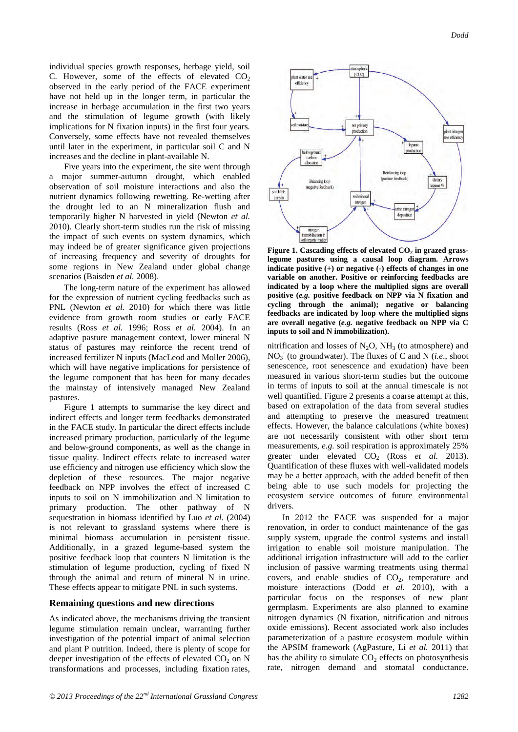individual species growth responses, herbage yield, soil C. However, some of the effects of elevated $CO_2$ observed in the early period of the FACE experiment have not held up in the longer term, in particular the increase in herbage accumulation in the first two years and the stimulation of legume growth (with likely implications for N fixation inputs) in the first four years. Conversely, some effects have not revealed themselves until later in the experiment, in particular soil C and N increases and the decline in plant-available N.

Five years into the experiment, the site went through a major summer-autumn drought, which enabled observation of soil moisture interactions and also the nutrient dynamics following rewetting. Re-wetting after the drought led to an N mineralization flush and temporarily higher N harvested in yield (Newton *et al.* 2010). Clearly short-term studies run the risk of missing the impact of such events on system dynamics, which may indeed be of greater significance given projections of increasing frequency and severity of droughts for some regions in New Zealand under global change scenarios (Baisden *et al.* 2008).

The long-term nature of the experiment has allowed for the expression of nutrient cycling feedbacks such as PNL (Newton *et al.* 2010) for which there was little evidence from growth room studies or early FACE results (Ross *et al.* 1996; Ross *et al.* 2004). In an adaptive pasture management context, lower mineral N status of pastures may reinforce the recent trend of increased fertilizer N inputs (MacLeod and Moller 2006), which will have negative implications for persistence of the legume component that has been for many decades the mainstay of intensively managed New Zealand pastures.

Figure 1 attempts to summarise the key direct and indirect effects and longer term feedbacks demonstrated in the FACE study. In particular the direct effects include increased primary production, particularly of the legume and below-ground components, as well as the change in tissue quality. Indirect effects relate to increased water use efficiency and nitrogen use efficiency which slow the depletion of these resources. The major negative feedback on NPP involves the effect of increased C inputs to soil on N immobilization and N limitation to primary production. The other pathway of N sequestration in biomass identified by Luo *et al.* (2004) is not relevant to grassland systems where there is minimal biomass accumulation in persistent tissue. Additionally, in a grazed legume-based system the positive feedback loop that counters N limitation is the stimulation of legume production, cycling of fixed N through the animal and return of mineral N in urine. These effects appear to mitigate PNL in such systems.

## Remaining questions and new directions

As indicated above, the mechanisms driving the transient legume stimulation remain unclear, warranting further investigation of the potential impact of animal selection and plant P nutrition. Indeed, there is plenty of scope for deeper investigation of the effects of elevated $CO_2$ on N transformations and processes, including fixation rates, nitrification and losses of $N_2O$, $NH_3$ (to atmosphere) and $NO_3^-$ (to groundwater). The fluxes of C and N (*i.e.*, shoot senescence, root senescence and exudation) have been measured in various short-term studies but the outcome in terms of inputs to soil at the annual timescale is not well quantified. Figure 2 presents a coarse attempt at this, based on extrapolation of the data from several studies and attempting to preserve the measured treatment effects. However, the balance calculations (white boxes) are not necessarily consistent with other short term measurements, *e.g.* soil respiration is approximately 25% greater under elevated $CO_2$ (Ross *et al.* 2013). Quantification of these fluxes with well-validated models may be a better approach, with the added benefit of then being able to use such models for projecting the ecosystem service outcomes of future environmental drivers.

**Figure 1. Cascading effects of elevated $CO_2$ in grazed grass-legume pastures using a causal loop diagram. Arrows indicate positive (+) or negative (-) effects of changes in one variable on another. Positive or reinforcing feedbacks are indicated by a loop where the multiplied signs are overall positive (*e.g.* positive feedback on NPP via N fixation and cycling through the animal); negative or balancing feedbacks are indicated by loop where the multiplied signs are overall negative (*e.g.* negative feedback on NPP via C inputs to soil and N immobilization).**

In 2012 the FACE was suspended for a major renovation, in order to conduct maintenance of the gas supply system, upgrade the control systems and install irrigation to enable soil moisture manipulation. The additional irrigation infrastructure will add to the earlier inclusion of passive warming treatments using thermal covers, and enable studies of $CO_2$, temperature and moisture interactions (Dodd *et al.* 2010), with a particular focus on the responses of new plant germplasm. Experiments are also planned to examine nitrogen dynamics (N fixation, nitrification and nitrous oxide emissions). Recent associated work also includes parameterization of a pasture ecosystem module within the APSIM framework (AgPasture, Li *et al.* 2011) that has the ability to simulate $CO_2$ effects on photosynthesis rate, nitrogen demand and stomatal conductance.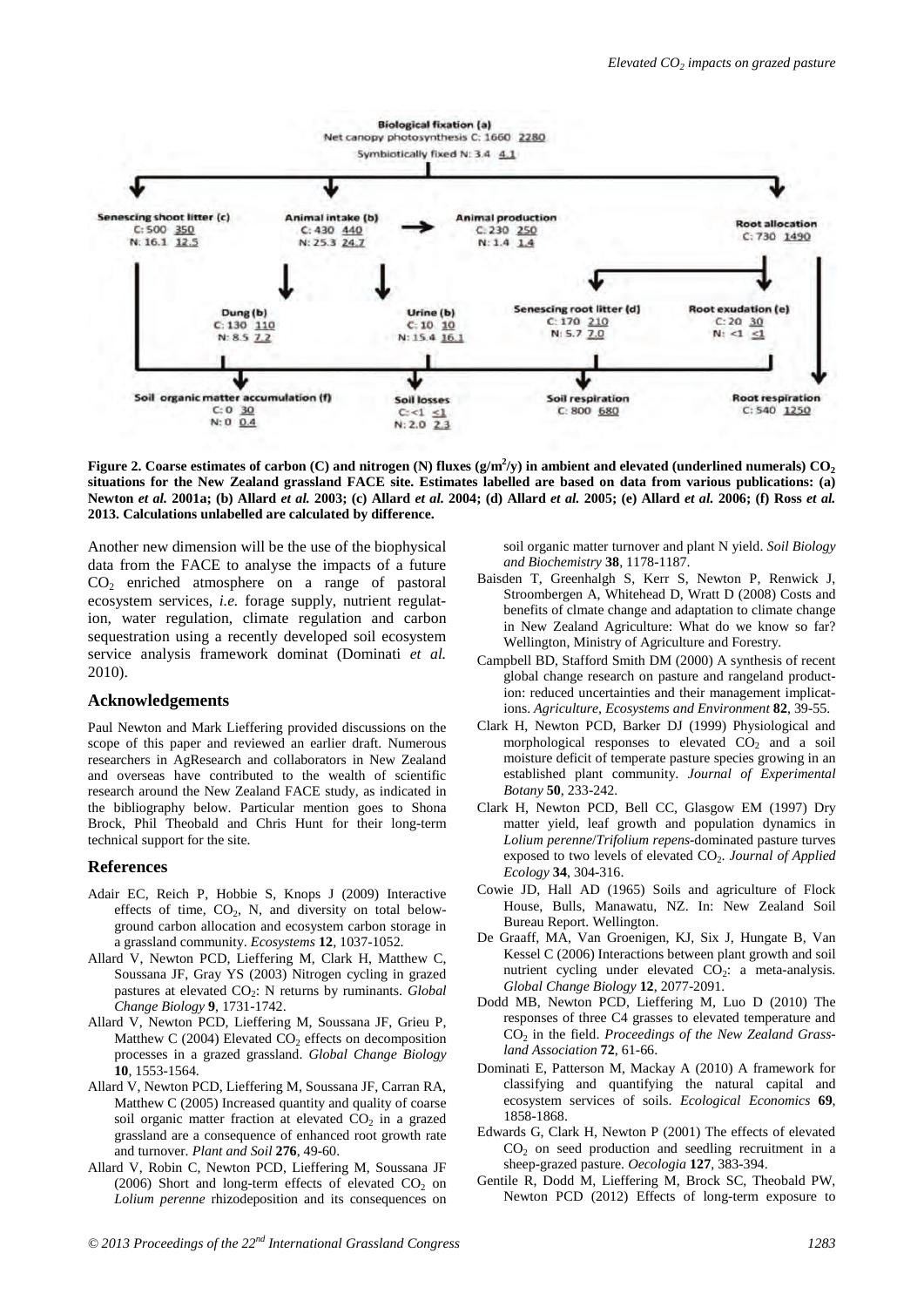**Biological fixation (a)**
Net canopy photosynthesis C: 1660 2280
Symbiotically fixed N: 3.4 4.1

**Senescing shoot litter (c)** C: 500 350 N: 16.1 12.5

**Animal intake (b)** C: 430 440 N: 25.3 24.7

**Animal production** C: 230 250 N: 1.4 1.4

**Root allocation** C: 730 1490

**Dung (b)** C: 130 110 N: 8.5 7.2

**Urine (b)** C: 10 10 N: 15.4 16.1

**Senescing root litter (d)** C: 170 210 N: 5.7 7.0

**Root exudation (e)** C: 20 30 N: <1 ≤1

**Soil organic matter accumulation (f)** C: 0 30 N: 0 0.4

**Soil losses** C: <1 ≤1 N: 2.0 2.3

**Soil respiration** C: 800 680

**Root respiration** C: 540 1250

**Figure 2. Coarse estimates of carbon (C) and nitrogen (N) fluxes ($g/m^2/y$) in ambient and elevated (underlined numerals) $CO_2$ situations for the New Zealand grassland FACE site. Estimates labelled are based on data from various publications: (a) Newton *et al.* 2001a; (b) Allard *et al.* 2003; (c) Allard *et al.* 2004; (d) Allard *et al.* 2005; (e) Allard *et al.* 2006; (f) Ross *et al.* 2013. Calculations unlabelled are calculated by difference.**

Another new dimension will be the use of the biophysical data from the FACE to analyse the impacts of a future $CO_2$ enriched atmosphere on a range of pastoral ecosystem services, *i.e.* forage supply, nutrient regulation, water regulation, climate regulation and carbon sequestration using a recently developed soil ecosystem service analysis framework dominat (Dominati *et al.* 2010).

## Acknowledgements

Paul Newton and Mark Lieffering provided discussions on the scope of this paper and reviewed an earlier draft. Numerous researchers in AgResearch and collaborators in New Zealand and overseas have contributed to the wealth of scientific research around the New Zealand FACE study, as indicated in the bibliography below. Particular mention goes to Shona Brock, Phil Theobald and Chris Hunt for their long-term technical support for the site.

## References

Adair EC, Reich P, Hobbie S, Knops J (2009) Interactive effects of time, $CO_2$, N, and diversity on total below-ground carbon allocation and ecosystem carbon storage in a grassland community. *Ecosystems* **12**, 1037-1052.

Allard V, Newton PCD, Lieffering M, Clark H, Matthew C, Soussana JF, Gray YS (2003) Nitrogen cycling in grazed pastures at elevated $CO_2$: N returns by ruminants. *Global Change Biology* **9**, 1731-1742.

Allard V, Newton PCD, Lieffering M, Soussana JF, Grieu P, Matthew C (2004) Elevated $CO_2$ effects on decomposition processes in a grazed grassland. *Global Change Biology* **10**, 1553-1564.

Allard V, Newton PCD, Lieffering M, Soussana JF, Carran RA, Matthew C (2005) Increased quantity and quality of coarse soil organic matter fraction at elevated $CO_2$ in a grazed grassland are a consequence of enhanced root growth rate and turnover. *Plant and Soil* **276**, 49-60.

Allard V, Robin C, Newton PCD, Lieffering M, Soussana JF (2006) Short and long-term effects of elevated $CO_2$ on *Lolium perenne* rhizodeposition and its consequences on soil organic matter turnover and plant N yield. *Soil Biology and Biochemistry* **38**, 1178-1187.

Baisden T, Greenhalgh S, Kerr S, Newton P, Renwick J, Stroombergen A, Whitehead D, Wratt D (2008) Costs and benefits of clmate change and adaptation to climate change in New Zealand Agriculture: What do we know so far? Wellington, Ministry of Agriculture and Forestry.

Campbell BD, Stafford Smith DM (2000) A synthesis of recent global change research on pasture and rangeland production: reduced uncertainties and their management implications. *Agriculture, Ecosystems and Environment* **82**, 39-55.

Clark H, Newton PCD, Barker DJ (1999) Physiological and morphological responses to elevated $CO_2$ and a soil moisture deficit of temperate pasture species growing in an established plant community. *Journal of Experimental Botany* **50**, 233-242.

Clark H, Newton PCD, Bell CC, Glasgow EM (1997) Dry matter yield, leaf growth and population dynamics in *Lolium perenne*/*Trifolium repens*-dominated pasture turves exposed to two levels of elevated $CO_2$. *Journal of Applied Ecology* **34**, 304-316.

Cowie JD, Hall AD (1965) Soils and agriculture of Flock House, Bulls, Manawatu, NZ. In: New Zealand Soil Bureau Report. Wellington.

De Graaff, MA, Van Groenigen, KJ, Six J, Hungate B, Van Kessel C (2006) Interactions between plant growth and soil nutrient cycling under elevated $CO_2$: a meta-analysis. *Global Change Biology* **12**, 2077-2091.

Dodd MB, Newton PCD, Lieffering M, Luo D (2010) The responses of three C4 grasses to elevated temperature and $CO_2$ in the field. *Proceedings of the New Zealand Grassland Association* **72**, 61-66.

Dominati E, Patterson M, Mackay A (2010) A framework for classifying and quantifying the natural capital and ecosystem services of soils. *Ecological Economics* **69**, 1858-1868.

Edwards G, Clark H, Newton P (2001) The effects of elevated $CO_2$ on seed production and seedling recruitment in a sheep-grazed pasture. *Oecologia* **127**, 383-394.

Gentile R, Dodd M, Lieffering M, Brock SC, Theobald PW, Newton PCD (2012) Effects of long-term exposure to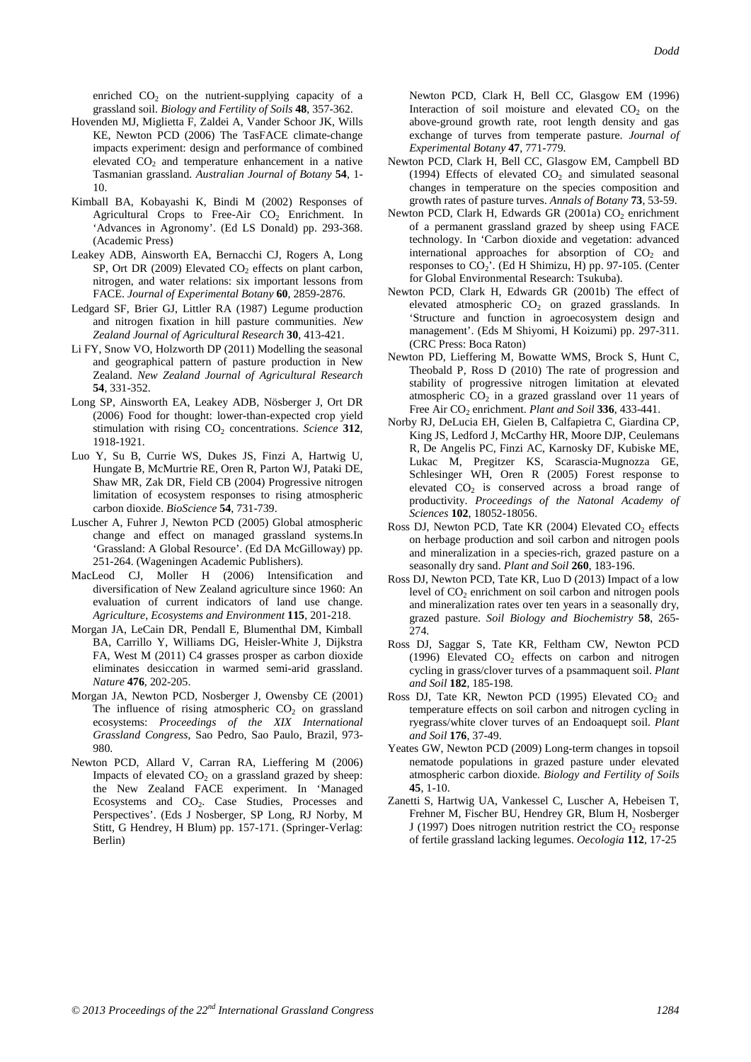enriched $CO_2$ on the nutrient-supplying capacity of a grassland soil. *Biology and Fertility of Soils* **48**, 357-362.

Hovenden MJ, Miglietta F, Zaldei A, Vander Schoor JK, Wills KE, Newton PCD (2006) The TasFACE climate-change impacts experiment: design and performance of combined elevated $CO_2$ and temperature enhancement in a native Tasmanian grassland. *Australian Journal of Botany* **54**, 1-10.

Kimball BA, Kobayashi K, Bindi M (2002) Responses of Agricultural Crops to Free-Air $CO_2$ Enrichment. In 'Advances in Agronomy'. (Ed LS Donald) pp. 293-368. (Academic Press)

Leakey ADB, Ainsworth EA, Bernacchi CJ, Rogers A, Long SP, Ort DR (2009) Elevated $CO_2$ effects on plant carbon, nitrogen, and water relations: six important lessons from FACE. *Journal of Experimental Botany* **60**, 2859-2876.

Ledgard SF, Brier GJ, Littler RA (1987) Legume production and nitrogen fixation in hill pasture communities. *New Zealand Journal of Agricultural Research* **30**, 413-421.

Li FY, Snow VO, Holzworth DP (2011) Modelling the seasonal and geographical pattern of pasture production in New Zealand. *New Zealand Journal of Agricultural Research* **54**, 331-352.

Long SP, Ainsworth EA, Leakey ADB, Nösberger J, Ort DR (2006) Food for thought: lower-than-expected crop yield stimulation with rising $CO_2$ concentrations. *Science* **312**, 1918-1921.

Luo Y, Su B, Currie WS, Dukes JS, Finzi A, Hartwig U, Hungate B, McMurtrie RE, Oren R, Parton WJ, Pataki DE, Shaw MR, Zak DR, Field CB (2004) Progressive nitrogen limitation of ecosystem responses to rising atmospheric carbon dioxide. *BioScience* **54**, 731-739.

Luscher A, Fuhrer J, Newton PCD (2005) Global atmospheric change and effect on managed grassland systems.In 'Grassland: A Global Resource'. (Ed DA McGilloway) pp. 251-264. (Wageningen Academic Publishers).

MacLeod CJ, Moller H (2006) Intensification and diversification of New Zealand agriculture since 1960: An evaluation of current indicators of land use change. *Agriculture, Ecosystems and Environment* **115**, 201-218.

Morgan JA, LeCain DR, Pendall E, Blumenthal DM, Kimball BA, Carrillo Y, Williams DG, Heisler-White J, Dijkstra FA, West M (2011) C4 grasses prosper as carbon dioxide eliminates desiccation in warmed semi-arid grassland. *Nature* **476**, 202-205.

Morgan JA, Newton PCD, Nosberger J, Owensby CE (2001) The influence of rising atmospheric $CO_2$ on grassland ecosystems: *Proceedings of the XIX International Grassland Congress*, Sao Pedro, Sao Paulo, Brazil, 973-980.

Newton PCD, Allard V, Carran RA, Lieffering M (2006) Impacts of elevated $CO_2$ on a grassland grazed by sheep: the New Zealand FACE experiment. In 'Managed Ecosystems and $CO_2$. Case Studies, Processes and Perspectives'. (Eds J Nosberger, SP Long, RJ Norby, M Stitt, G Hendrey, H Blum) pp. 157-171. (Springer-Verlag: Berlin)

Newton PCD, Clark H, Bell CC, Glasgow EM (1996) Interaction of soil moisture and elevated $CO_2$ on the above-ground growth rate, root length density and gas exchange of turves from temperate pasture. *Journal of Experimental Botany* **47**, 771-779.

Newton PCD, Clark H, Bell CC, Glasgow EM, Campbell BD (1994) Effects of elevated $CO_2$ and simulated seasonal changes in temperature on the species composition and growth rates of pasture turves. *Annals of Botany* **73**, 53-59.

Newton PCD, Clark H, Edwards GR (2001a) $CO_2$ enrichment of a permanent grassland grazed by sheep using FACE technology. In 'Carbon dioxide and vegetation: advanced international approaches for absorption of $CO_2$ and responses to $CO_2$'. (Ed H Shimizu, H) pp. 97-105. (Center for Global Environmental Research: Tsukuba).

Newton PCD, Clark H, Edwards GR (2001b) The effect of elevated atmospheric $CO_2$ on grazed grasslands. In 'Structure and function in agroecosystem design and management'. (Eds M Shiyomi, H Koizumi) pp. 297-311. (CRC Press: Boca Raton)

Newton PD, Lieffering M, Bowatte WMS, Brock S, Hunt C, Theobald P, Ross D (2010) The rate of progression and stability of progressive nitrogen limitation at elevated atmospheric $CO_2$ in a grazed grassland over 11 years of Free Air $CO_2$ enrichment. *Plant and Soil* **336**, 433-441.

Norby RJ, DeLucia EH, Gielen B, Calfapietra C, Giardina CP, King JS, Ledford J, McCarthy HR, Moore DJP, Ceulemans R, De Angelis PC, Finzi AC, Karnosky DF, Kubiske ME, Lukac M, Pregitzer KS, Scarascia-Mugnozza GE, Schlesinger WH, Oren R (2005) Forest response to elevated $CO_2$ is conserved across a broad range of productivity. *Proceedings of the Natonal Academy of Sciences* **102**, 18052-18056.

Ross DJ, Newton PCD, Tate KR (2004) Elevated $CO_2$ effects on herbage production and soil carbon and nitrogen pools and mineralization in a species-rich, grazed pasture on a seasonally dry sand. *Plant and Soil* **260**, 183-196.

Ross DJ, Newton PCD, Tate KR, Luo D (2013) Impact of a low level of $CO_2$ enrichment on soil carbon and nitrogen pools and mineralization rates over ten years in a seasonally dry, grazed pasture. *Soil Biology and Biochemistry* **58**, 265-274.

Ross DJ, Saggar S, Tate KR, Feltham CW, Newton PCD (1996) Elevated $CO_2$ effects on carbon and nitrogen cycling in grass/clover turves of a psammaquent soil. *Plant and Soil* **182**, 185-198.

Ross DJ, Tate KR, Newton PCD (1995) Elevated $CO_2$ and temperature effects on soil carbon and nitrogen cycling in ryegrass/white clover turves of an Endoaquept soil. *Plant and Soil* **176**, 37-49.

Yeates GW, Newton PCD (2009) Long-term changes in topsoil nematode populations in grazed pasture under elevated atmospheric carbon dioxide. *Biology and Fertility of Soils* **45**, 1-10.

Zanetti S, Hartwig UA, Vankessel C, Luscher A, Hebeisen T, Frehner M, Fischer BU, Hendrey GR, Blum H, Nosberger J (1997) Does nitrogen nutrition restrict the $CO_2$ response of fertile grassland lacking legumes. *Oecologia* **112**, 17-25